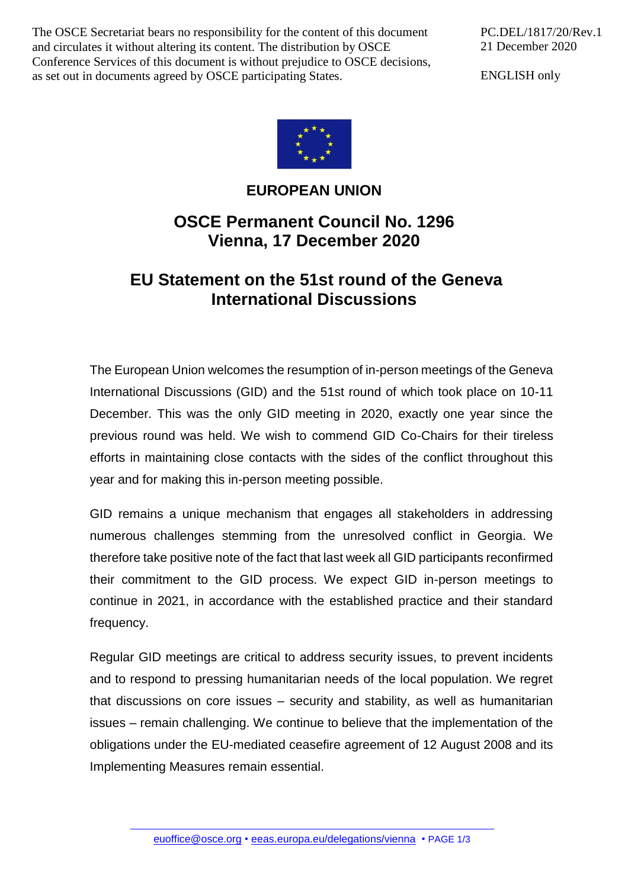The OSCE Secretariat bears no responsibility for the content of this document and circulates it without altering its content. The distribution by OSCE Conference Services of this document is without prejudice to OSCE decisions, as set out in documents agreed by OSCE participating States.

PC.DEL/1817/20/Rev.1
21 December 2020

ENGLISH only

**EUROPEAN UNION**

# OSCE Permanent Council No. 1296
# Vienna, 17 December 2020

## EU Statement on the 51st round of the Geneva International Discussions

The European Union welcomes the resumption of in-person meetings of the Geneva International Discussions (GID) and the 51st round of which took place on 10-11 December. This was the only GID meeting in 2020, exactly one year since the previous round was held. We wish to commend GID Co-Chairs for their tireless efforts in maintaining close contacts with the sides of the conflict throughout this year and for making this in-person meeting possible.

GID remains a unique mechanism that engages all stakeholders in addressing numerous challenges stemming from the unresolved conflict in Georgia. We therefore take positive note of the fact that last week all GID participants reconfirmed their commitment to the GID process. We expect GID in-person meetings to continue in 2021, in accordance with the established practice and their standard frequency.

Regular GID meetings are critical to address security issues, to prevent incidents and to respond to pressing humanitarian needs of the local population. We regret that discussions on core issues – security and stability, as well as humanitarian issues – remain challenging. We continue to believe that the implementation of the obligations under the EU-mediated ceasefire agreement of 12 August 2008 and its Implementing Measures remain essential.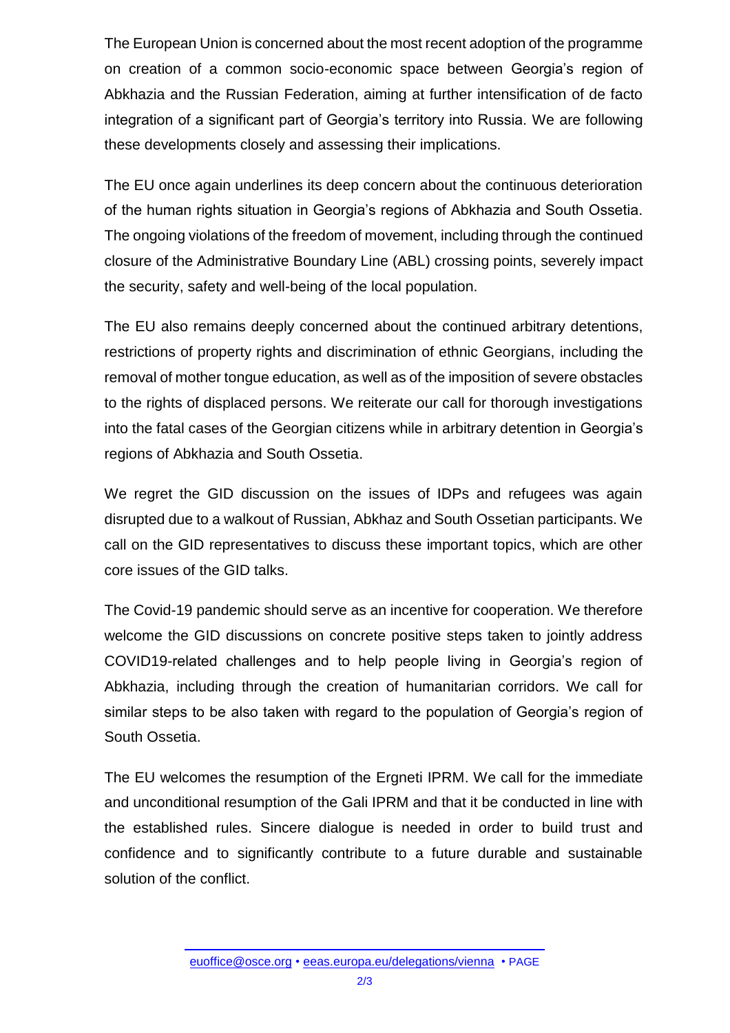The European Union is concerned about the most recent adoption of the programme on creation of a common socio-economic space between Georgia's region of Abkhazia and the Russian Federation, aiming at further intensification of de facto integration of a significant part of Georgia's territory into Russia. We are following these developments closely and assessing their implications.

The EU once again underlines its deep concern about the continuous deterioration of the human rights situation in Georgia's regions of Abkhazia and South Ossetia. The ongoing violations of the freedom of movement, including through the continued closure of the Administrative Boundary Line (ABL) crossing points, severely impact the security, safety and well-being of the local population.

The EU also remains deeply concerned about the continued arbitrary detentions, restrictions of property rights and discrimination of ethnic Georgians, including the removal of mother tongue education, as well as of the imposition of severe obstacles to the rights of displaced persons. We reiterate our call for thorough investigations into the fatal cases of the Georgian citizens while in arbitrary detention in Georgia's regions of Abkhazia and South Ossetia.

We regret the GID discussion on the issues of IDPs and refugees was again disrupted due to a walkout of Russian, Abkhaz and South Ossetian participants. We call on the GID representatives to discuss these important topics, which are other core issues of the GID talks.

The Covid-19 pandemic should serve as an incentive for cooperation. We therefore welcome the GID discussions on concrete positive steps taken to jointly address COVID19-related challenges and to help people living in Georgia's region of Abkhazia, including through the creation of humanitarian corridors. We call for similar steps to be also taken with regard to the population of Georgia's region of South Ossetia.

The EU welcomes the resumption of the Ergneti IPRM. We call for the immediate and unconditional resumption of the Gali IPRM and that it be conducted in line with the established rules. Sincere dialogue is needed in order to build trust and confidence and to significantly contribute to a future durable and sustainable solution of the conflict.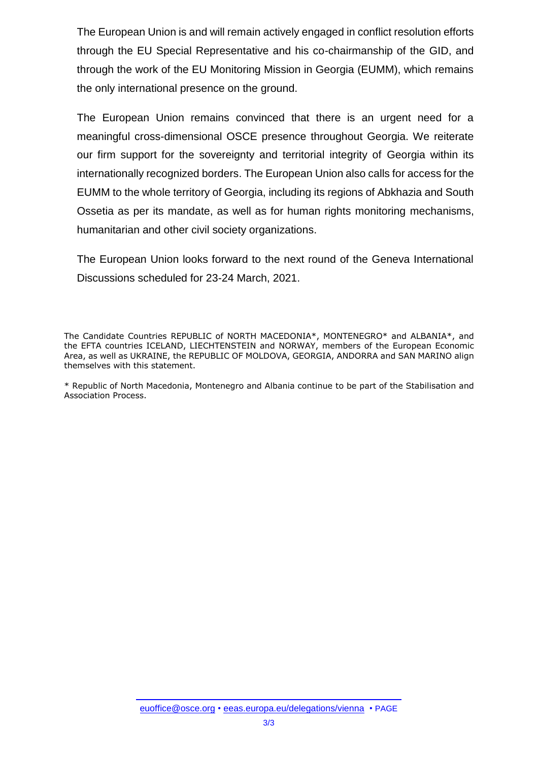The European Union is and will remain actively engaged in conflict resolution efforts through the EU Special Representative and his co-chairmanship of the GID, and through the work of the EU Monitoring Mission in Georgia (EUMM), which remains the only international presence on the ground.

The European Union remains convinced that there is an urgent need for a meaningful cross-dimensional OSCE presence throughout Georgia. We reiterate our firm support for the sovereignty and territorial integrity of Georgia within its internationally recognized borders. The European Union also calls for access for the EUMM to the whole territory of Georgia, including its regions of Abkhazia and South Ossetia as per its mandate, as well as for human rights monitoring mechanisms, humanitarian and other civil society organizations.

The European Union looks forward to the next round of the Geneva International Discussions scheduled for 23-24 March, 2021.

The Candidate Countries REPUBLIC of NORTH MACEDONIA*, MONTENEGRO* and ALBANIA*, and the EFTA countries ICELAND, LIECHTENSTEIN and NORWAY, members of the European Economic Area, as well as UKRAINE, the REPUBLIC OF MOLDOVA, GEORGIA, ANDORRA and SAN MARINO align themselves with this statement.

* Republic of North Macedonia, Montenegro and Albania continue to be part of the Stabilisation and Association Process.

euoffice@osce.org • eeas.europa.eu/delegations/vienna